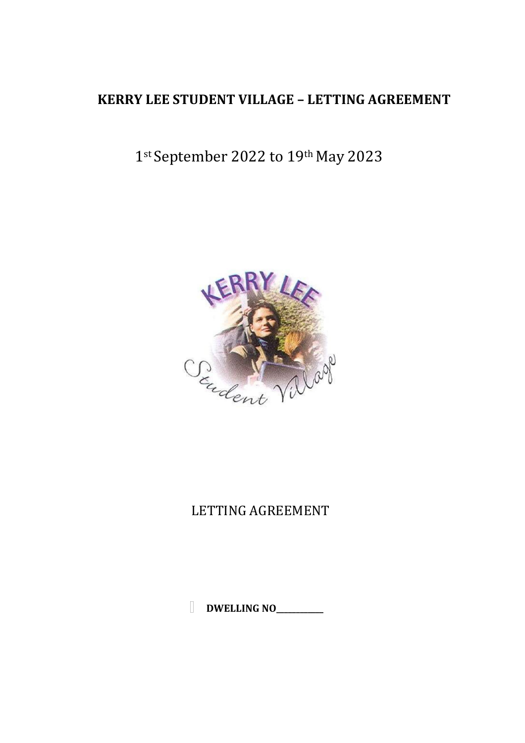# KERRY LEE STUDENT VILLAGE – LETTING AGREEMENT

1st September 2022 to 19th May 2023

LETTING AGREEMENT

**DWELLING NO____________**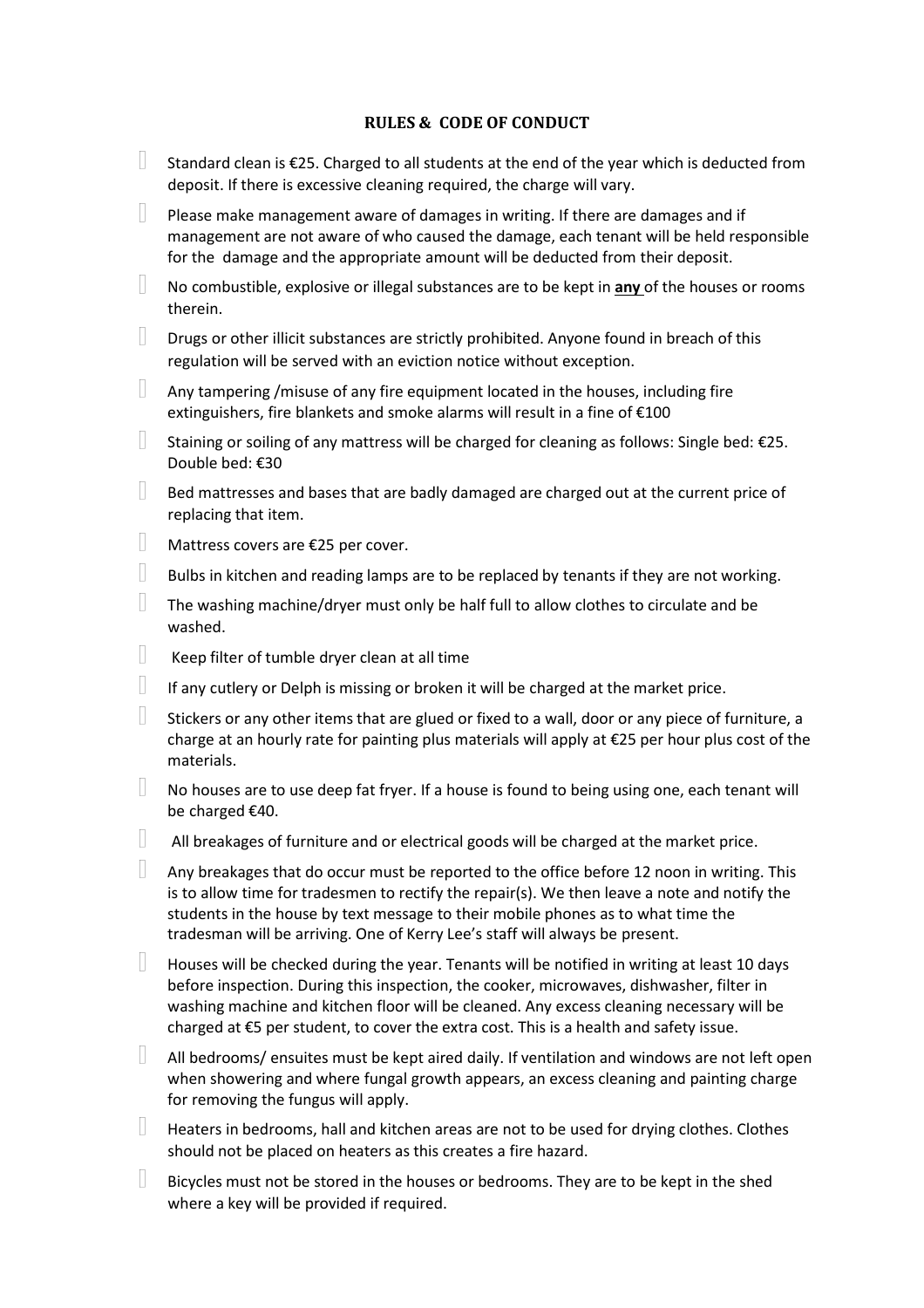**RULES & CODE OF CONDUCT**

- Standard clean is €25. Charged to all students at the end of the year which is deducted from deposit. If there is excessive cleaning required, the charge will vary.
- Please make management aware of damages in writing. If there are damages and if management are not aware of who caused the damage, each tenant will be held responsible for the damage and the appropriate amount will be deducted from their deposit.
- No combustible, explosive or illegal substances are to be kept in **any** of the houses or rooms therein.
- Drugs or other illicit substances are strictly prohibited. Anyone found in breach of this regulation will be served with an eviction notice without exception.
- Any tampering /misuse of any fire equipment located in the houses, including fire extinguishers, fire blankets and smoke alarms will result in a fine of €100
- Staining or soiling of any mattress will be charged for cleaning as follows: Single bed: €25. Double bed: €30
- Bed mattresses and bases that are badly damaged are charged out at the current price of replacing that item.
- Mattress covers are €25 per cover.
- Bulbs in kitchen and reading lamps are to be replaced by tenants if they are not working.
- The washing machine/dryer must only be half full to allow clothes to circulate and be washed.
- Keep filter of tumble dryer clean at all time
- If any cutlery or Delph is missing or broken it will be charged at the market price.
- Stickers or any other items that are glued or fixed to a wall, door or any piece of furniture, a charge at an hourly rate for painting plus materials will apply at €25 per hour plus cost of the materials.
- No houses are to use deep fat fryer. If a house is found to being using one, each tenant will be charged €40.
- All breakages of furniture and or electrical goods will be charged at the market price.
- Any breakages that do occur must be reported to the office before 12 noon in writing. This is to allow time for tradesmen to rectify the repair(s). We then leave a note and notify the students in the house by text message to their mobile phones as to what time the tradesman will be arriving. One of Kerry Lee's staff will always be present.
- Houses will be checked during the year. Tenants will be notified in writing at least 10 days before inspection. During this inspection, the cooker, microwaves, dishwasher, filter in washing machine and kitchen floor will be cleaned. Any excess cleaning necessary will be charged at €5 per student, to cover the extra cost. This is a health and safety issue.
- All bedrooms/ ensuites must be kept aired daily. If ventilation and windows are not left open when showering and where fungal growth appears, an excess cleaning and painting charge for removing the fungus will apply.
- Heaters in bedrooms, hall and kitchen areas are not to be used for drying clothes. Clothes should not be placed on heaters as this creates a fire hazard.
- Bicycles must not be stored in the houses or bedrooms. They are to be kept in the shed where a key will be provided if required.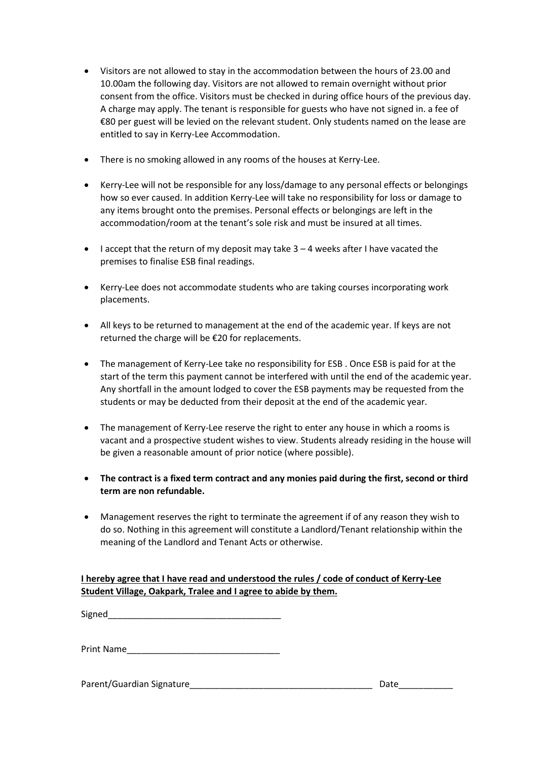- Visitors are not allowed to stay in the accommodation between the hours of 23.00 and 10.00am the following day. Visitors are not allowed to remain overnight without prior consent from the office. Visitors must be checked in during office hours of the previous day. A charge may apply. The tenant is responsible for guests who have not signed in. a fee of €80 per guest will be levied on the relevant student. Only students named on the lease are entitled to say in Kerry-Lee Accommodation.

- There is no smoking allowed in any rooms of the houses at Kerry-Lee.

- Kerry-Lee will not be responsible for any loss/damage to any personal effects or belongings how so ever caused. In addition Kerry-Lee will take no responsibility for loss or damage to any items brought onto the premises. Personal effects or belongings are left in the accommodation/room at the tenant's sole risk and must be insured at all times.

- I accept that the return of my deposit may take 3 – 4 weeks after I have vacated the premises to finalise ESB final readings.

- Kerry-Lee does not accommodate students who are taking courses incorporating work placements.

- All keys to be returned to management at the end of the academic year. If keys are not returned the charge will be €20 for replacements.

- The management of Kerry-Lee take no responsibility for ESB . Once ESB is paid for at the start of the term this payment cannot be interfered with until the end of the academic year. Any shortfall in the amount lodged to cover the ESB payments may be requested from the students or may be deducted from their deposit at the end of the academic year.

- The management of Kerry-Lee reserve the right to enter any house in which a rooms is vacant and a prospective student wishes to view. Students already residing in the house will be given a reasonable amount of prior notice (where possible).

- **The contract is a fixed term contract and any monies paid during the first, second or third term are non refundable.**

- Management reserves the right to terminate the agreement if of any reason they wish to do so. Nothing in this agreement will constitute a Landlord/Tenant relationship within the meaning of the Landlord and Tenant Acts or otherwise.

**I hereby agree that I have read and understood the rules / code of conduct of Kerry-Lee Student Village, Oakpark, Tralee and I agree to abide by them.**

Signed___________________________________

Print Name_______________________________

Parent/Guardian Signature_____________________________________ Date___________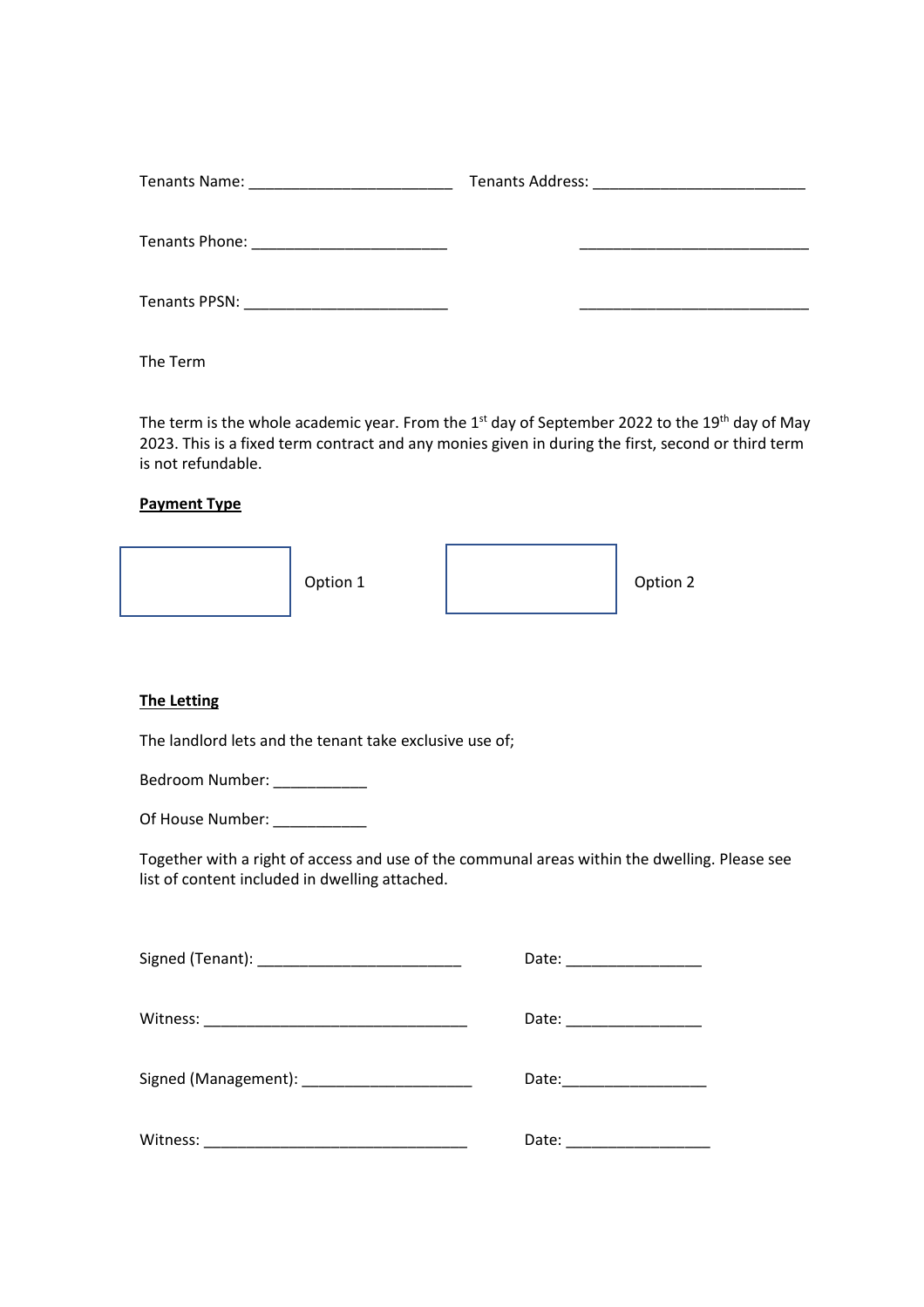Tenants Name: ________________________ Tenants Address: _________________________

Tenants Phone: _______________________ ___________________________

Tenants PPSN: ________________________ ___________________________

The Term

The term is the whole academic year. From the 1st day of September 2022 to the 19th day of May 2023. This is a fixed term contract and any monies given in during the first, second or third term is not refundable.

**Payment Type**

☐ Option 1 ☐ Option 2

**The Letting**

The landlord lets and the tenant take exclusive use of;

Bedroom Number: ___________

Of House Number: ___________

Together with a right of access and use of the communal areas within the dwelling. Please see list of content included in dwelling attached.

Signed (Tenant): ________________________ Date: ________________

Witness: _______________________________ Date: ________________

Signed (Management): ____________________ Date:_________________

Witness: _______________________________ Date: _________________